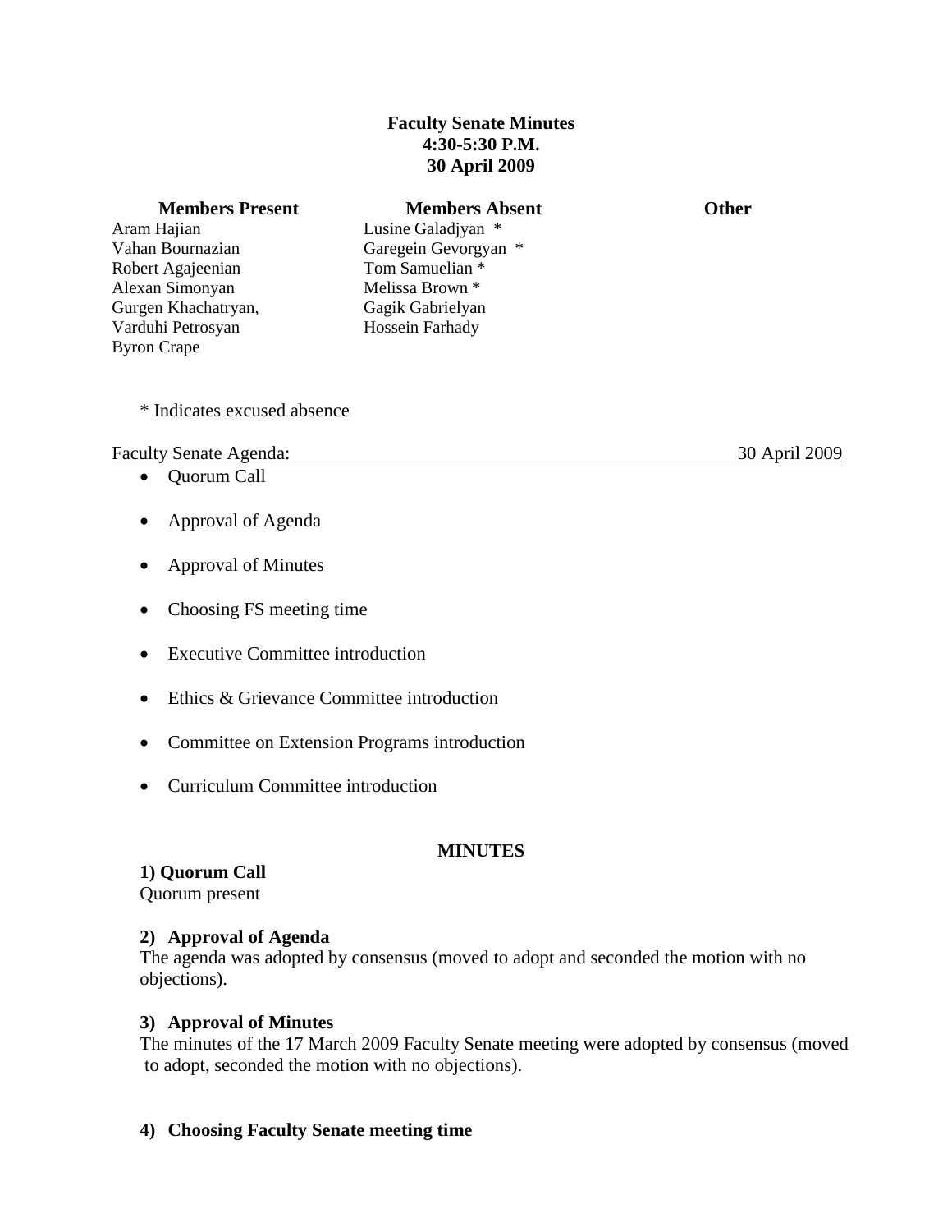# Faculty Senate Minutes
**4:30-5:30 P.M.**
**30 April 2009**

| Members Present | Members Absent | Other |
|---|---|---|
| Aram Hajian | Lusine Galadjyan * | |
| Vahan Bournazian | Garegein Gevorgyan * | |
| Robert Agajeenian | Tom Samuelian * | |
| Alexan Simonyan | Melissa Brown * | |
| Gurgen Khachatryan, | Gagik Gabrielyan | |
| Varduhi Petrosyan | Hossein Farhady | |
| Byron Crape | | |

\* Indicates excused absence

Faculty Senate Agenda: 30 April 2009

- Quorum Call
- Approval of Agenda
- Approval of Minutes
- Choosing FS meeting time
- Executive Committee introduction
- Ethics & Grievance Committee introduction
- Committee on Extension Programs introduction
- Curriculum Committee introduction

## MINUTES

### 1) Quorum Call

Quorum present

### 2) Approval of Agenda

The agenda was adopted by consensus (moved to adopt and seconded the motion with no objections).

### 3) Approval of Minutes

The minutes of the 17 March 2009 Faculty Senate meeting were adopted by consensus (moved to adopt, seconded the motion with no objections).

### 4) Choosing Faculty Senate meeting time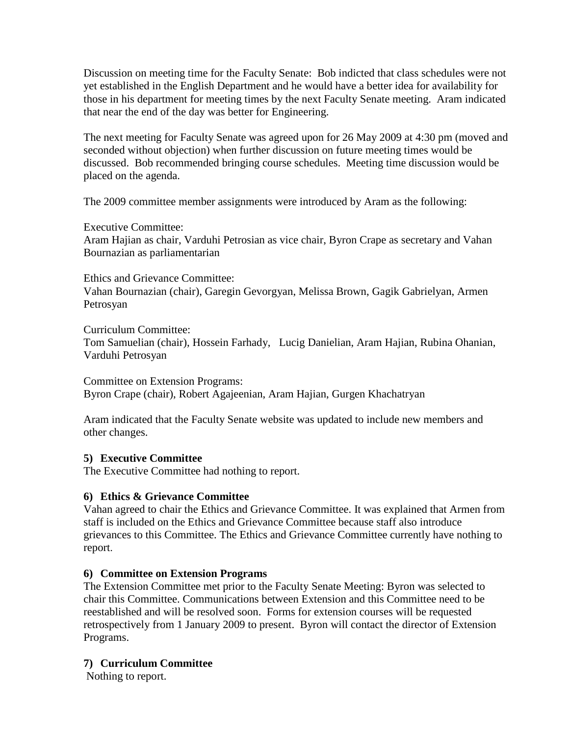Discussion on meeting time for the Faculty Senate: Bob indicted that class schedules were not yet established in the English Department and he would have a better idea for availability for those in his department for meeting times by the next Faculty Senate meeting. Aram indicated that near the end of the day was better for Engineering.

The next meeting for Faculty Senate was agreed upon for 26 May 2009 at 4:30 pm (moved and seconded without objection) when further discussion on future meeting times would be discussed. Bob recommended bringing course schedules. Meeting time discussion would be placed on the agenda.

The 2009 committee member assignments were introduced by Aram as the following:

Executive Committee:
Aram Hajian as chair, Varduhi Petrosian as vice chair, Byron Crape as secretary and Vahan Bournazian as parliamentarian

Ethics and Grievance Committee:
Vahan Bournazian (chair), Garegin Gevorgyan, Melissa Brown, Gagik Gabrielyan, Armen Petrosyan

Curriculum Committee:
Tom Samuelian (chair), Hossein Farhady, Lucig Danielian, Aram Hajian, Rubina Ohanian, Varduhi Petrosyan

Committee on Extension Programs:
Byron Crape (chair), Robert Agajeenian, Aram Hajian, Gurgen Khachatryan

Aram indicated that the Faculty Senate website was updated to include new members and other changes.

**5) Executive Committee**

The Executive Committee had nothing to report.

**6) Ethics & Grievance Committee**

Vahan agreed to chair the Ethics and Grievance Committee. It was explained that Armen from staff is included on the Ethics and Grievance Committee because staff also introduce grievances to this Committee. The Ethics and Grievance Committee currently have nothing to report.

**6) Committee on Extension Programs**

The Extension Committee met prior to the Faculty Senate Meeting: Byron was selected to chair this Committee. Communications between Extension and this Committee need to be reestablished and will be resolved soon. Forms for extension courses will be requested retrospectively from 1 January 2009 to present. Byron will contact the director of Extension Programs.

**7) Curriculum Committee**

Nothing to report.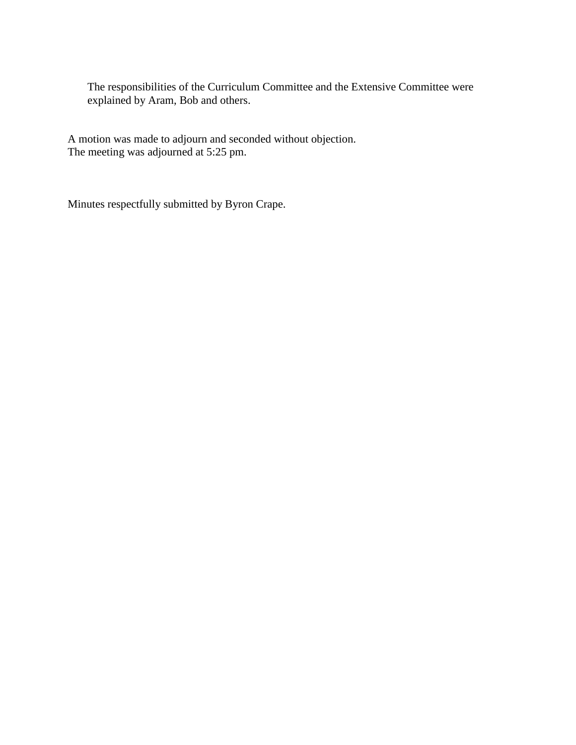The responsibilities of the Curriculum Committee and the Extensive Committee were explained by Aram, Bob and others.

A motion was made to adjourn and seconded without objection.
The meeting was adjourned at 5:25 pm.

Minutes respectfully submitted by Byron Crape.